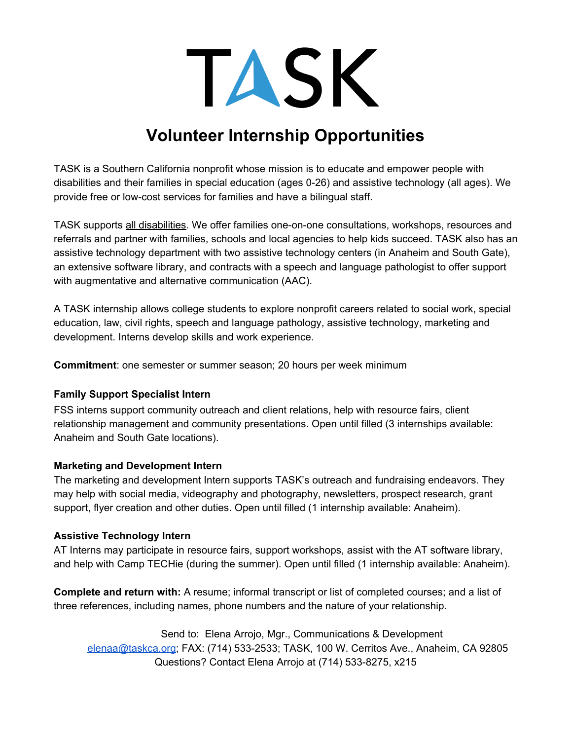# TASK

## Volunteer Internship Opportunities

TASK is a Southern California nonprofit whose mission is to educate and empower people with disabilities and their families in special education (ages 0-26) and assistive technology (all ages). We provide free or low-cost services for families and have a bilingual staff.

TASK supports all disabilities. We offer families one-on-one consultations, workshops, resources and referrals and partner with families, schools and local agencies to help kids succeed. TASK also has an assistive technology department with two assistive technology centers (in Anaheim and South Gate), an extensive software library, and contracts with a speech and language pathologist to offer support with augmentative and alternative communication (AAC).

A TASK internship allows college students to explore nonprofit careers related to social work, special education, law, civil rights, speech and language pathology, assistive technology, marketing and development. Interns develop skills and work experience.

**Commitment**: one semester or summer season; 20 hours per week minimum

**Family Support Specialist Intern**
FSS interns support community outreach and client relations, help with resource fairs, client relationship management and community presentations. Open until filled (3 internships available: Anaheim and South Gate locations).

**Marketing and Development Intern**
The marketing and development Intern supports TASK's outreach and fundraising endeavors. They may help with social media, videography and photography, newsletters, prospect research, grant support, flyer creation and other duties. Open until filled (1 internship available: Anaheim).

**Assistive Technology Intern**
AT Interns may participate in resource fairs, support workshops, assist with the AT software library, and help with Camp TECHie (during the summer). Open until filled (1 internship available: Anaheim).

**Complete and return with:** A resume; informal transcript or list of completed courses; and a list of three references, including names, phone numbers and the nature of your relationship.

Send to: Elena Arrojo, Mgr., Communications & Development
elenaa@taskca.org; FAX: (714) 533-2533; TASK, 100 W. Cerritos Ave., Anaheim, CA 92805
Questions? Contact Elena Arrojo at (714) 533-8275, x215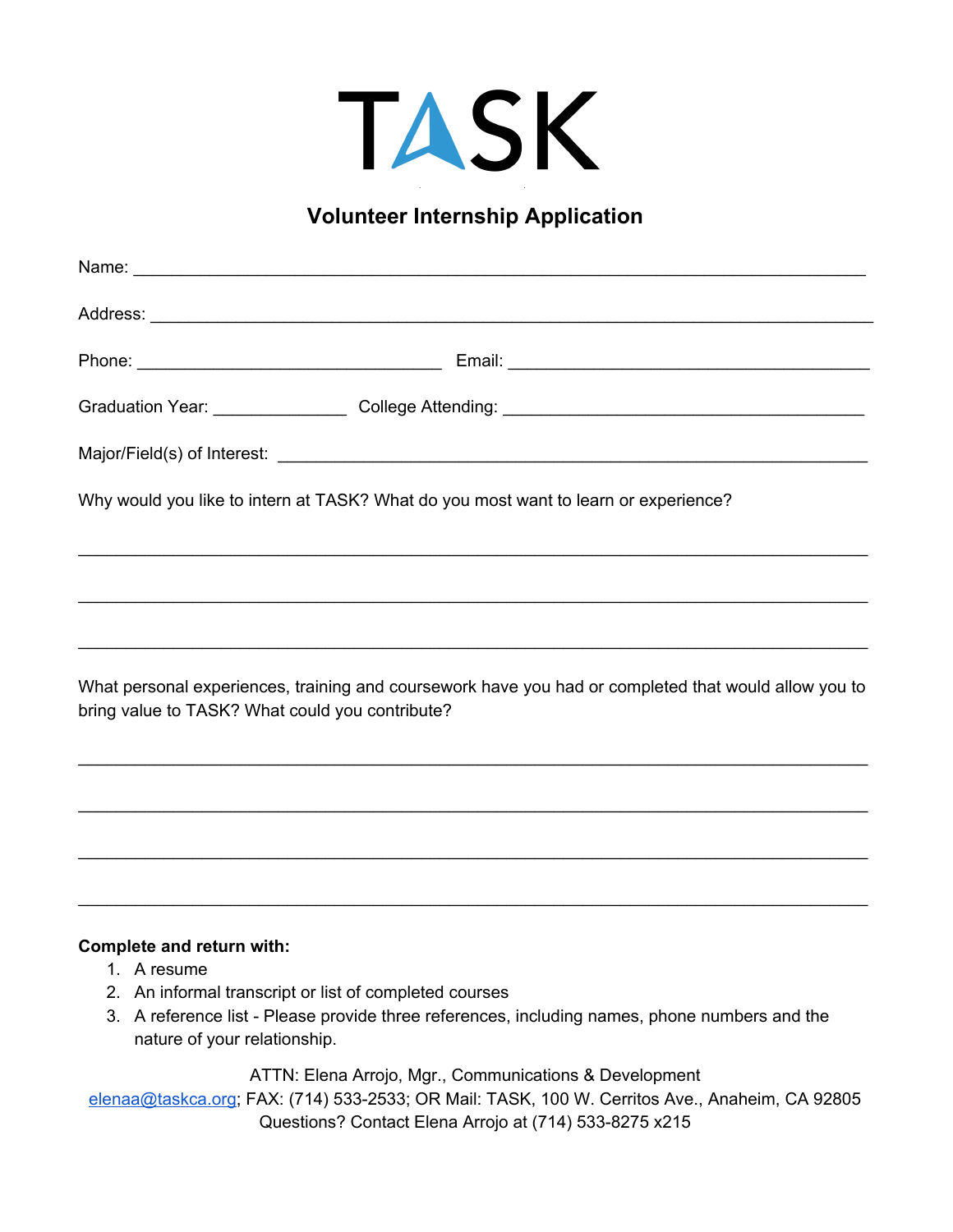# TASK

## Volunteer Internship Application

Name: ______________________________________________________________________

Address: _____________________________________________________________________

Phone: _____________________________ Email: ____________________________________

Graduation Year: ______________ College Attending: ______________________________________

Major/Field(s) of Interest: _____________________________________________________________

Why would you like to intern at TASK? What do you most want to learn or experience?

___________________________________________________________________________

___________________________________________________________________________

___________________________________________________________________________

What personal experiences, training and coursework have you had or completed that would allow you to bring value to TASK? What could you contribute?

___________________________________________________________________________

___________________________________________________________________________

___________________________________________________________________________

___________________________________________________________________________

**Complete and return with:**

1. A resume
2. An informal transcript or list of completed courses
3. A reference list - Please provide three references, including names, phone numbers and the nature of your relationship.

ATTN: Elena Arrojo, Mgr., Communications & Development
elenaa@taskca.org; FAX: (714) 533-2533; OR Mail: TASK, 100 W. Cerritos Ave., Anaheim, CA 92805
Questions? Contact Elena Arrojo at (714) 533-8275 x215